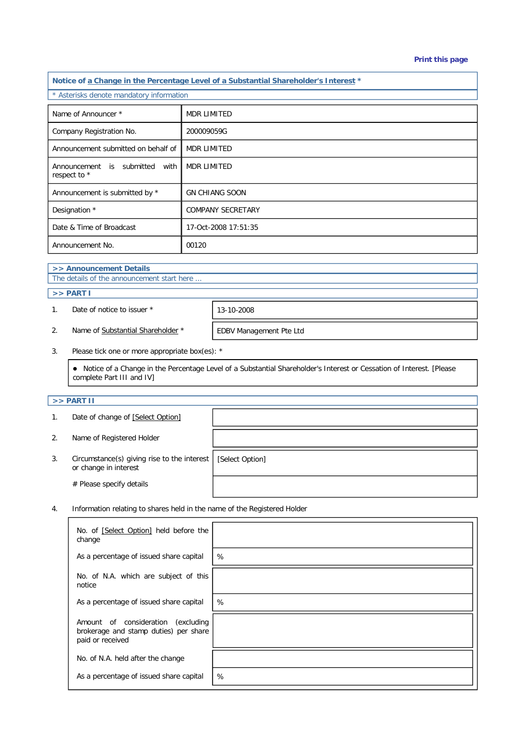Print this page

## Notice of a Change in the Percentage Level of a Substantial Shareholder's Interest *

* Asterisks denote mandatory information

| | |
|---|---|
| Name of Announcer * | MDR LIMITED |
| Company Registration No. | 200009059G |
| Announcement submitted on behalf of | MDR LIMITED |
| Announcement is submitted with respect to * | MDR LIMITED |
| Announcement is submitted by * | GN CHIANG SOON |
| Designation * | COMPANY SECRETARY |
| Date & Time of Broadcast | 17-Oct-2008 17:51:35 |
| Announcement No. | 00120 |

### >> Announcement Details

The details of the announcement start here ...

### >> PART I

| | | |
|---|---|---|
| 1. | Date of notice to issuer * | 13-10-2008 |
| 2. | Name of Substantial Shareholder * | EDBV Management Pte Ltd |

3. Please tick one or more appropriate box(es): *

- Notice of a Change in the Percentage Level of a Substantial Shareholder's Interest or Cessation of Interest. [Please complete Part III and IV]

### >> PART II

| | | |
|---|---|---|
| 1. | Date of change of [Select Option] | |
| 2. | Name of Registered Holder | |
| 3. | Circumstance(s) giving rise to the interest or change in interest | [Select Option] |
| | # Please specify details | |

4. Information relating to shares held in the name of the Registered Holder

| | |
|---|---|
| No. of [Select Option] held before the change | |
| As a percentage of issued share capital | % |
| No. of N.A. which are subject of this notice | |
| As a percentage of issued share capital | % |
| Amount of consideration (excluding brokerage and stamp duties) per share paid or received | |
| No. of N.A. held after the change | |
| As a percentage of issued share capital | % |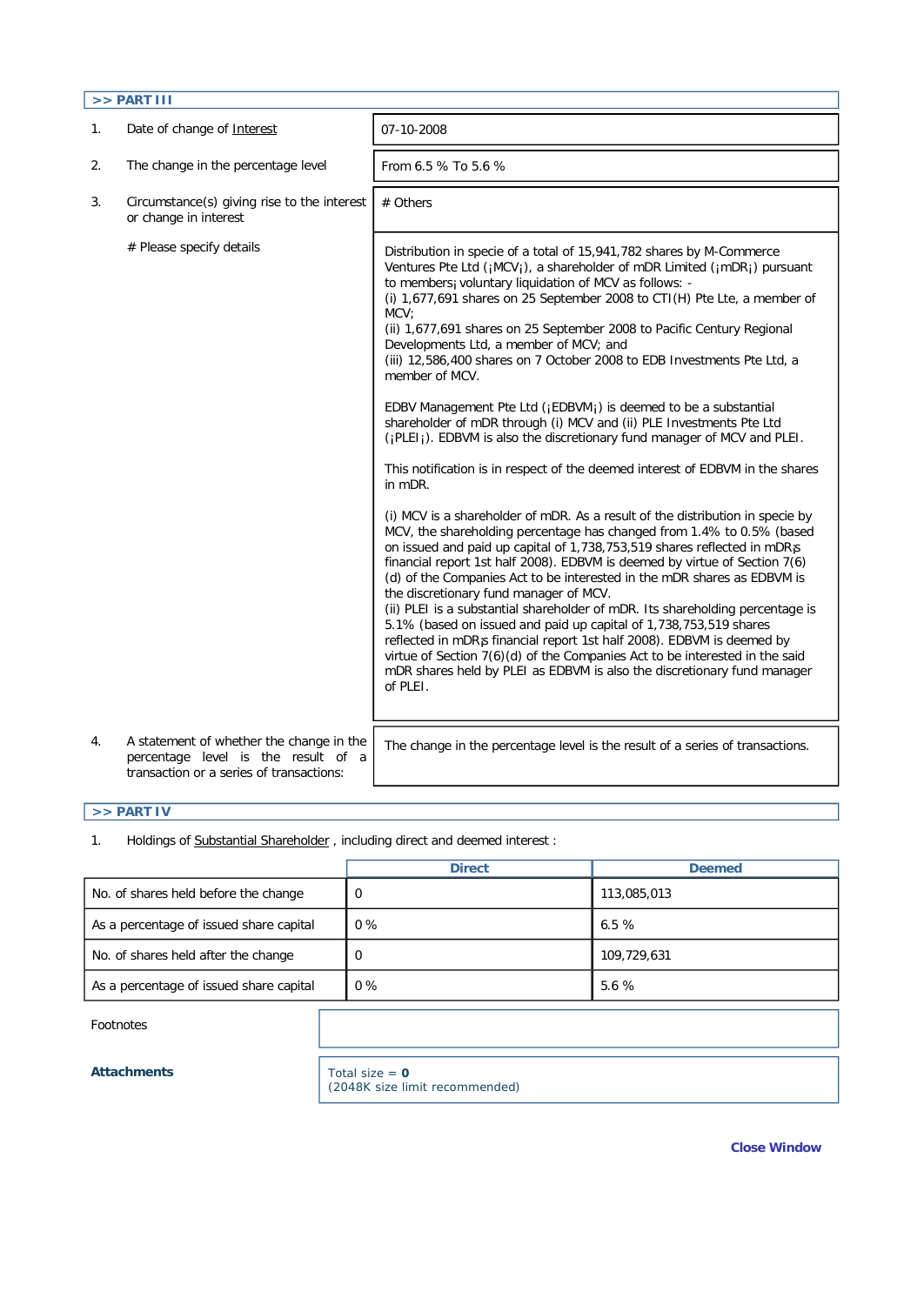## >> PART III

| | | |
|---|---|---|
| 1. | Date of change of Interest | 07-10-2008 |
| 2. | The change in the percentage level | From 6.5 % To 5.6 % |
| 3. | Circumstance(s) giving rise to the interest or change in interest | # Others |
| | # Please specify details | Distribution in specie of a total of 15,941,782 shares by M-Commerce Ventures Pte Ltd (¡MCV¡), a shareholder of mDR Limited (¡mDR¡) pursuant to members¡ voluntary liquidation of MCV as follows: - (i) 1,677,691 shares on 25 September 2008 to CTI(H) Pte Lte, a member of MCV; (ii) 1,677,691 shares on 25 September 2008 to Pacific Century Regional Developments Ltd, a member of MCV; and (iii) 12,586,400 shares on 7 October 2008 to EDB Investments Pte Ltd, a member of MCV.<br><br>EDBV Management Pte Ltd (¡EDBVM¡) is deemed to be a substantial shareholder of mDR through (i) MCV and (ii) PLE Investments Pte Ltd (¡PLEI¡). EDBVM is also the discretionary fund manager of MCV and PLEI.<br><br>This notification is in respect of the deemed interest of EDBVM in the shares in mDR.<br><br>(i) MCV is a shareholder of mDR. As a result of the distribution in specie by MCV, the shareholding percentage has changed from 1.4% to 0.5% (based on issued and paid up capital of 1,738,753,519 shares reflected in mDR¡s financial report 1st half 2008). EDBVM is deemed by virtue of Section 7(6)(d) of the Companies Act to be interested in the mDR shares as EDBVM is the discretionary fund manager of MCV.<br>(ii) PLEI is a substantial shareholder of mDR. Its shareholding percentage is 5.1% (based on issued and paid up capital of 1,738,753,519 shares reflected in mDR¡s financial report 1st half 2008). EDBVM is deemed by virtue of Section 7(6)(d) of the Companies Act to be interested in the said mDR shares held by PLEI as EDBVM is also the discretionary fund manager of PLEI. |
| 4. | A statement of whether the change in the percentage level is the result of a transaction or a series of transactions: | The change in the percentage level is the result of a series of transactions. |

## >> PART IV

1. Holdings of Substantial Shareholder , including direct and deemed interest :

| | Direct | Deemed |
|---|---|---|
| No. of shares held before the change | 0 | 113,085,013 |
| As a percentage of issued share capital | 0 % | 6.5 % |
| No. of shares held after the change | 0 | 109,729,631 |
| As a percentage of issued share capital | 0 % | 5.6 % |

| | |
|---|---|
| Footnotes | |
| **Attachments** | Total size = **0**<br>(2048K size limit recommended) |

**Close Window**